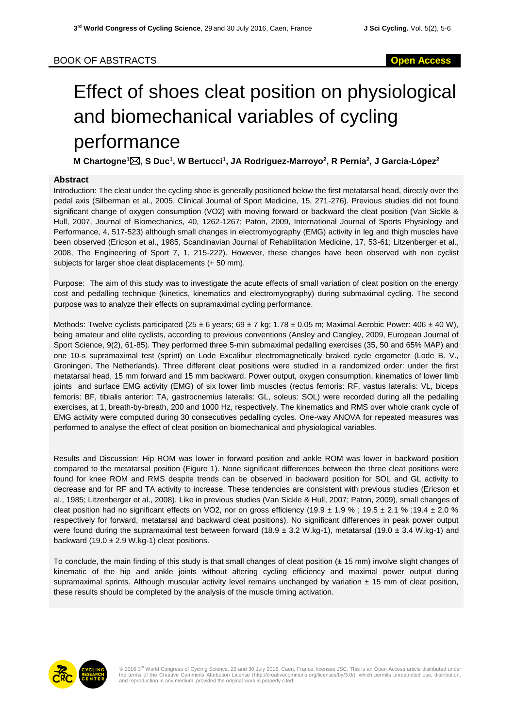BOOK OF ABSTRACTS

Open Access

# Effect of shoes cleat position on physiological and biomechanical variables of cycling performance

**M Chartogne[1]✉, S Duc[1], W Bertucci[1], JA Rodríguez-Marroyo[2], R Pernía[2], J García-López[2]**

## Abstract

Introduction: The cleat under the cycling shoe is generally positioned below the first metatarsal head, directly over the pedal axis (Silberman et al., 2005, Clinical Journal of Sport Medicine, 15, 271-276). Previous studies did not found significant change of oxygen consumption (VO2) with moving forward or backward the cleat position (Van Sickle & Hull, 2007, Journal of Biomechanics, 40, 1262-1267; Paton, 2009, International Journal of Sports Physiology and Performance, 4, 517-523) although small changes in electromyography (EMG) activity in leg and thigh muscles have been observed (Ericson et al., 1985, Scandinavian Journal of Rehabilitation Medicine, 17, 53-61; Litzenberger et al., 2008, The Engineering of Sport 7, 1, 215-222). However, these changes have been observed with non cyclist subjects for larger shoe cleat displacements (+ 50 mm).

Purpose: The aim of this study was to investigate the acute effects of small variation of cleat position on the energy cost and pedalling technique (kinetics, kinematics and electromyography) during submaximal cycling. The second purpose was to analyze their effects on supramaximal cycling performance.

Methods: Twelve cyclists participated (25 ± 6 years; 69 ± 7 kg; 1.78 ± 0.05 m; Maximal Aerobic Power: 406 ± 40 W), being amateur and elite cyclists, according to previous conventions (Ansley and Cangley, 2009, European Journal of Sport Science, 9(2), 61-85). They performed three 5-min submaximal pedalling exercises (35, 50 and 65% MAP) and one 10-s supramaximal test (sprint) on Lode Excalibur electromagnetically braked cycle ergometer (Lode B. V., Groningen, The Netherlands). Three different cleat positions were studied in a randomized order: under the first metatarsal head, 15 mm forward and 15 mm backward. Power output, oxygen consumption, kinematics of lower limb joints and surface EMG activity (EMG) of six lower limb muscles (rectus femoris: RF, vastus lateralis: VL, biceps femoris: BF, tibialis anterior: TA, gastrocnemius lateralis: GL, soleus: SOL) were recorded during all the pedalling exercises, at 1, breath-by-breath, 200 and 1000 Hz, respectively. The kinematics and RMS over whole crank cycle of EMG activity were computed during 30 consecutives pedalling cycles. One-way ANOVA for repeated measures was performed to analyse the effect of cleat position on biomechanical and physiological variables.

Results and Discussion: Hip ROM was lower in forward position and ankle ROM was lower in backward position compared to the metatarsal position (Figure 1). None significant differences between the three cleat positions were found for knee ROM and RMS despite trends can be observed in backward position for SOL and GL activity to decrease and for RF and TA activity to increase. These tendencies are consistent with previous studies (Ericson et al., 1985; Litzenberger et al., 2008). Like in previous studies (Van Sickle & Hull, 2007; Paton, 2009), small changes of cleat position had no significant effects on VO2, nor on gross efficiency (19.9 ± 1.9 % ; 19.5 ± 2.1 % ;19.4 ± 2.0 % respectively for forward, metatarsal and backward cleat positions). No significant differences in peak power output were found during the supramaximal test between forward (18.9 ± 3.2 W.kg-1), metatarsal (19.0 ± 3.4 W.kg-1) and backward (19.0 ± 2.9 W.kg-1) cleat positions.

To conclude, the main finding of this study is that small changes of cleat position (± 15 mm) involve slight changes of kinematic of the hip and ankle joints without altering cycling efficiency and maximal power output during supramaximal sprints. Although muscular activity level remains unchanged by variation ± 15 mm of cleat position, these results should be completed by the analysis of the muscle timing activation.

© 2016 3rd World Congress of Cycling Science, 29 and 30 July 2016, Caen, France. licensee JSC. This is an Open Access article distributed under the terms of the Creative Commons Attribution License (http://creativecommons.org/licenses/by/3.0/), which permits unrestricted use, distribution, and reproduction in any medium, provided the original work is properly cited.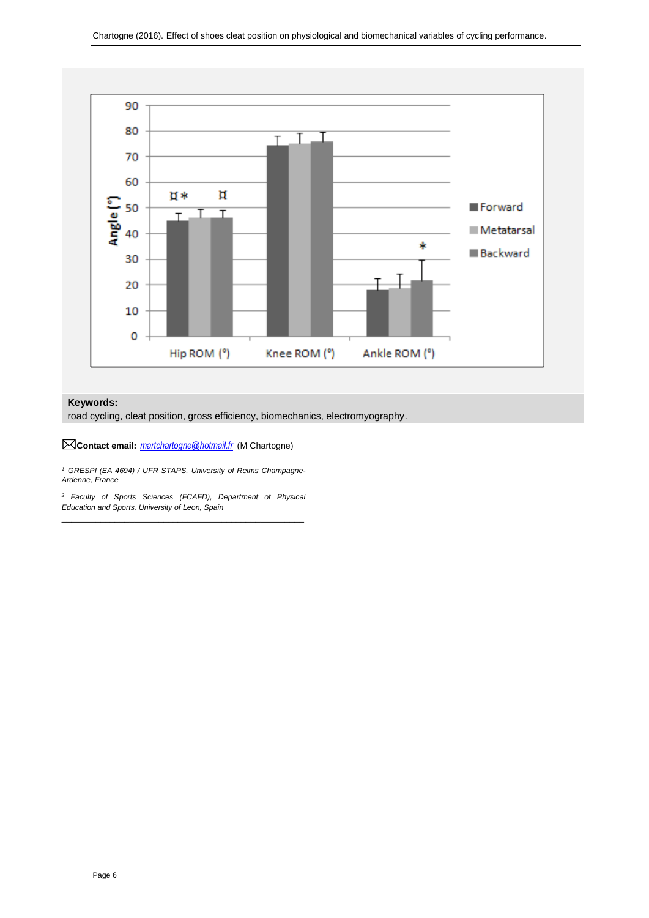90
80
70
60
50
40
30
20
10
0

Angle (°)

¤ *　¤

*

Hip ROM (°)　Knee ROM (°)　Ankle ROM (°)

Forward
Metatarsal
Backward

**Keywords:**
road cycling, cleat position, gross efficiency, biomechanics, electromyography.

✉**Contact email:** *martchartogne@hotmail.fr* (M Chartogne)

*[1] GRESPI (EA 4694) / UFR STAPS, University of Reims Champagne-Ardenne, France*

*[2] Faculty of Sports Sciences (FCAFD), Department of Physical Education and Sports, University of Leon, Spain*